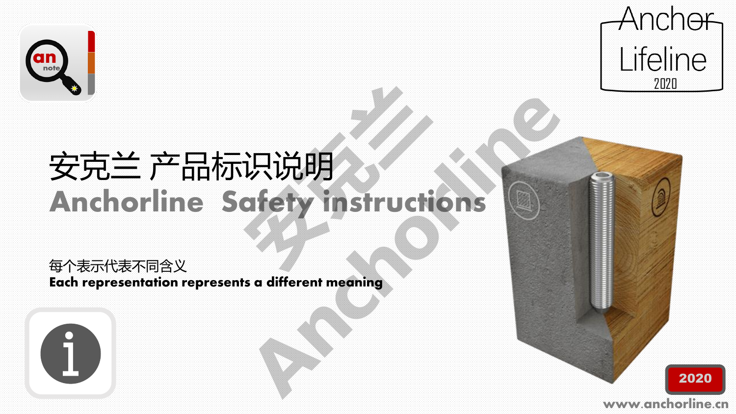Anchor Lifeline 2020

# 安克兰 产品标识说明

## Anchorline  Safety instructions

每个表示代表不同含义

**Each representation represents a different meaning**

2020

www.anchorline.cn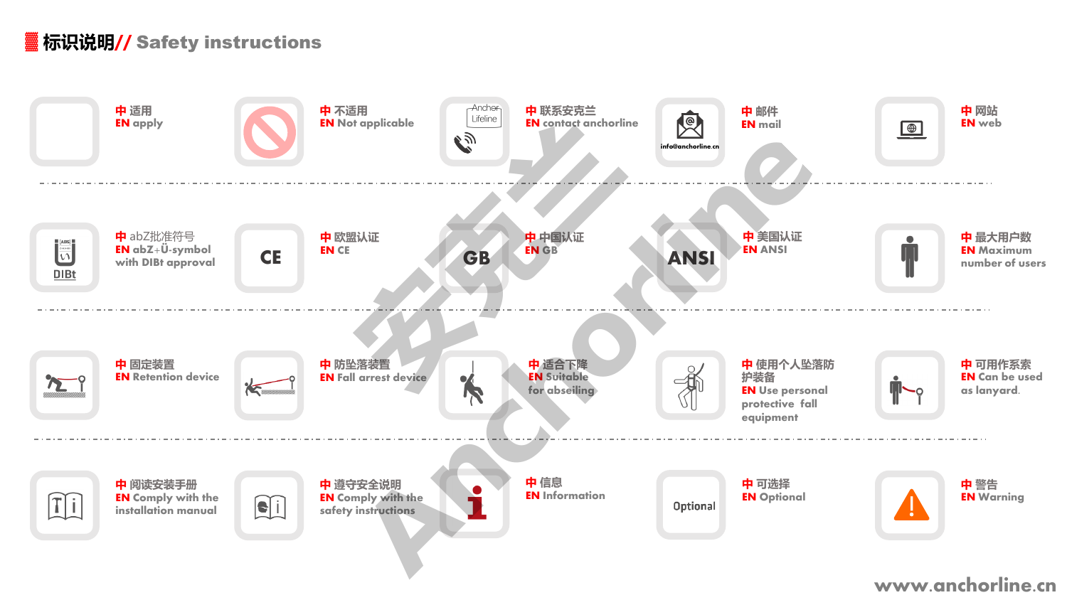## 标识说明// Safety instructions

| 中 | EN |
| --- | --- |
| 适用 | apply |
| 不适用 | Not applicable |
| 联系安克兰 | contact anchorline |
| 邮件 | mail |
| 网站 | web |
| abZ批准符号 | abZ+Ü-symbol with DIBt approval |
| 欧盟认证 | CE |
| 中国认证 | GB |
| 美国认证 | ANSI |
| 最大用户数 | Maximum number of users |
| 固定装置 | Retention device |
| 防坠落装置 | Fall arrest device |
| 适合下降 | Suitable for abseiling |
| 使用个人坠落防护装备 | Use personal protective fall equipment |
| 可用作系索 | Can be used as lanyard. |
| 阅读安装手册 | Comply with the installation manual |
| 遵守安全说明 | Comply with the safety instructions |
| 信息 | Information |
| 可选择 | Optional |
| 警告 | Warning |

info@anchorline.cn

www.anchorline.cn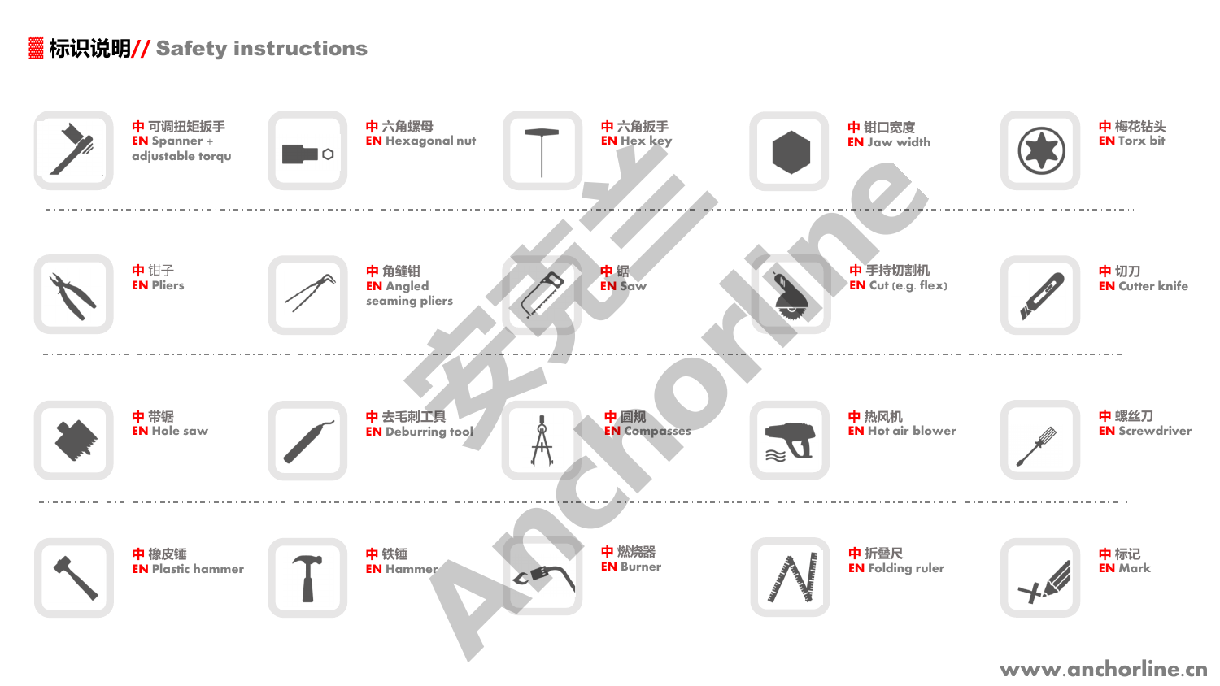# 标识说明// Safety instructions

| | | | | |
|---|---|---|---|---|
| 中 可调扭矩扳手<br>EN Spanner + adjustable torqu | 中 六角螺母<br>EN Hexagonal nut | 中 六角扳手<br>EN Hex key | 中 钳口宽度<br>EN Jaw width | 中 梅花钻头<br>EN Torx bit |
| 中 钳子<br>EN Pliers | 中 角缝钳<br>EN Angled seaming pliers | 中 锯<br>EN Saw | 中 手持切割机<br>EN Cut (e.g. flex) | 中 切刀<br>EN Cutter knife |
| 中 带锯<br>EN Hole saw | 中 去毛刺工具<br>EN Deburring tool | 中 圆规<br>EN Compasses | 中 热风机<br>EN Hot air blower | 中 螺丝刀<br>EN Screwdriver |
| 中 橡皮锤<br>EN Plastic hammer | 中 铁锤<br>EN Hammer | 中 燃烧器<br>EN Burner | 中 折叠尺<br>EN Folding ruler | 中 标记<br>EN Mark |

www.anchorline.cn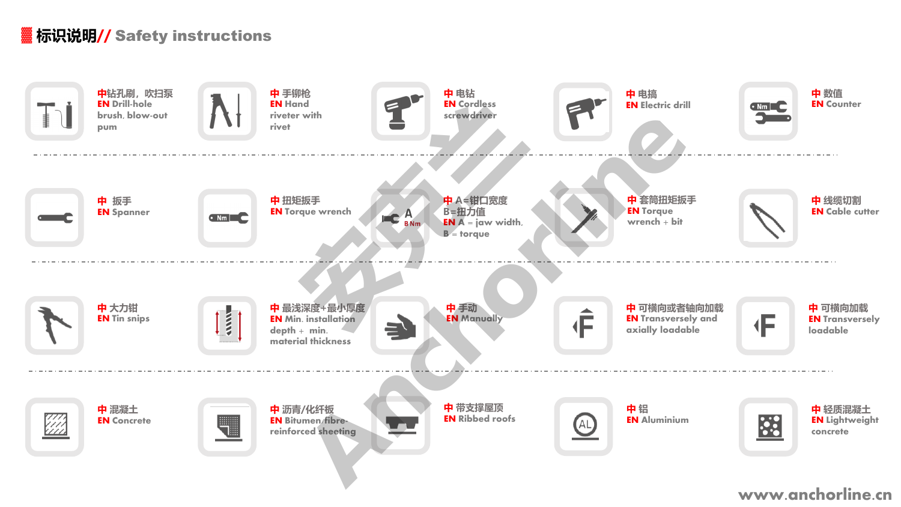## 标识说明// Safety instructions

| 中 | EN |
|---|---|
| 钻孔刷，吹扫泵 | Drill-hole brush, blow-out pum |
| 手铆枪 | Hand riveter with rivet |
| 电钻 | Cordless screwdriver |
| 电搞 | Electric drill |
| 数值 | Counter |
| 扳手 | Spanner |
| 扭矩扳手 | Torque wrench |
| A=钳口宽度 B=扭力值 | A = jaw width, B = torque |
| 套筒扭矩扳手 | Torque wrench + bit |
| 线缆切割 | Cable cutter |
| 大力钳 | Tin snips |
| 最浅深度+最小厚度 | Min. installation depth + min. material thickness |
| 手动 | Manually |
| 可横向或者轴向加载 | Transversely and axially loadable |
| 可横向加载 | Transversely loadable |
| 混凝土 | Concrete |
| 沥青/化纤板 | Bitumen/fibre-reinforced sheeting |
| 带支撑屋顶 | Ribbed roofs |
| 铝 | Aluminium |
| 轻质混凝土 | Lightweight concrete |

www.anchorline.cn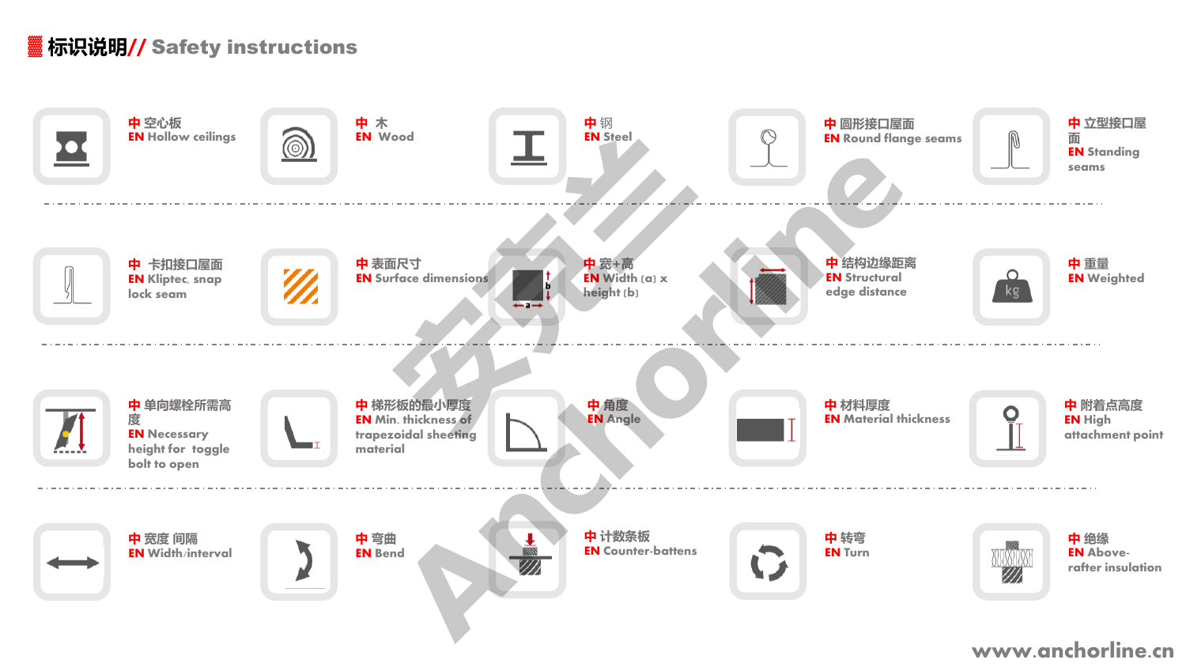# 标识说明// Safety instructions

| 中 | EN |
| --- | --- |
| 空心板 | Hollow ceilings |
| 木 | Wood |
| 钢 | Steel |
| 圆形接口屋面 | Round flange seams |
| 立型接口屋面 | Standing seams |
| 卡扣接口屋面 | Kliptec, snap lock seam |
| 表面尺寸 | Surface dimensions |
| 宽+高 | Width (a) x height (b) |
| 结构边缘距离 | Structural edge distance |
| 重量 | Weighted |
| 单向螺栓所需高度 | Necessary height for toggle bolt to open |
| 梯形板的最小厚度 | Min. thickness of trapezoidal sheeting material |
| 角度 | Angle |
| 材料厚度 | Material thickness |
| 附着点高度 | High attachment point |
| 宽度 间隔 | Width/interval |
| 弯曲 | Bend |
| 计数条板 | Counter-battens |
| 转弯 | Turn |
| 绝缘 | Above-rafter insulation |

www.anchorline.cn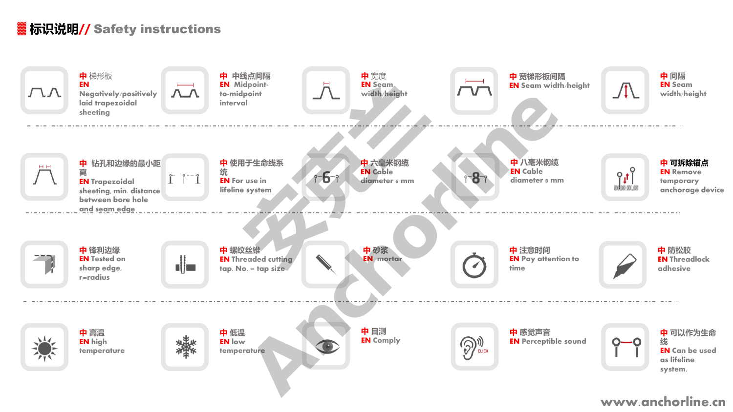# 标识说明// Safety instructions

- **中** 梯形板
  **EN** Negatively/positively laid trapezoidal sheeting
- **中** 中线点间隔
  **EN** Midpoint-to-midpoint interval
- **中** 宽度
  **EN** Seam width/height
- **中** 宽梯形板间隔
  **EN** Seam width/height
- **中** 间隔
  **EN** Seam width/height

- **中** 钻孔和边缘的最小距离
  **EN** Trapezoidal sheeting, min. distance between bore hole and seam edge
- **中** 使用于生命线系统
  **EN** For use in lifeline system
- **中** 六毫米钢缆
  **EN** Cable diameter 6 mm
- **中** 八毫米钢缆
  **EN** Cable diameter 8 mm
- **中** 可拆除锚点
  **EN** Remove temporary anchorage device

- **中** 锋利边缘
  **EN** Tested on sharp edge, r=radius
- **中** 螺纹丝锥
  **EN** Threaded cutting tap. No. = tap size
- **中** 砂浆
  **EN** mortar
- **中** 注意时间
  **EN** Pay attention to time
- **中** 防松胶
  **EN** Threadlock adhesive

- **中** 高温
  **EN** high temperature
- **中** 低温
  **EN** low temperature
- **中** 目测
  **EN** Comply
- **中** 感觉声音
  **EN** Perceptible sound
- **中** 可以作为生命线
  **EN** Can be used as lifeline system.

www.anchorline.cn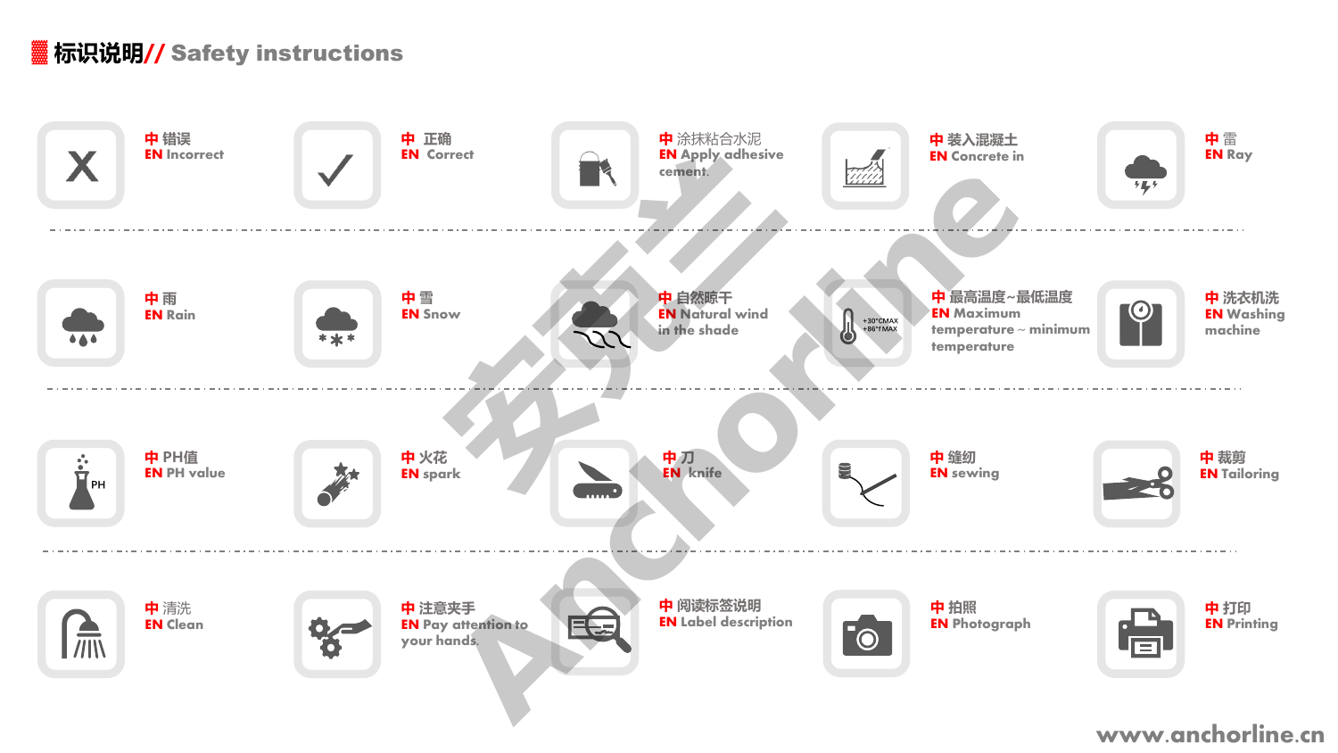## 标识说明// Safety instructions

| | | | | |
|---|---|---|---|---|
| 中 错误<br>EN Incorrect | 中 正确<br>EN Correct | 中 涂抹粘合水泥<br>EN Apply adhesive cement. | 中 装入混凝土<br>EN Concrete in | 中 雷<br>EN Ray |
| 中 雨<br>EN Rain | 中 雪<br>EN Snow | 中 自然晾干<br>EN Natural wind in the shade | 中 最高温度~最低温度<br>EN Maximum temperature ~ minimum temperature | 中 洗衣机洗<br>EN Washing machine |
| 中 PH值<br>EN PH value | 中 火花<br>EN spark | 中 刀<br>EN knife | 中 缝纫<br>EN sewing | 中 裁剪<br>EN Tailoring |
| 中 清洗<br>EN Clean | 中 注意夹手<br>EN Pay attention to your hands. | 中 阅读标签说明<br>EN Label description | 中 拍照<br>EN Photograph | 中 打印<br>EN Printing |

www.anchorline.cn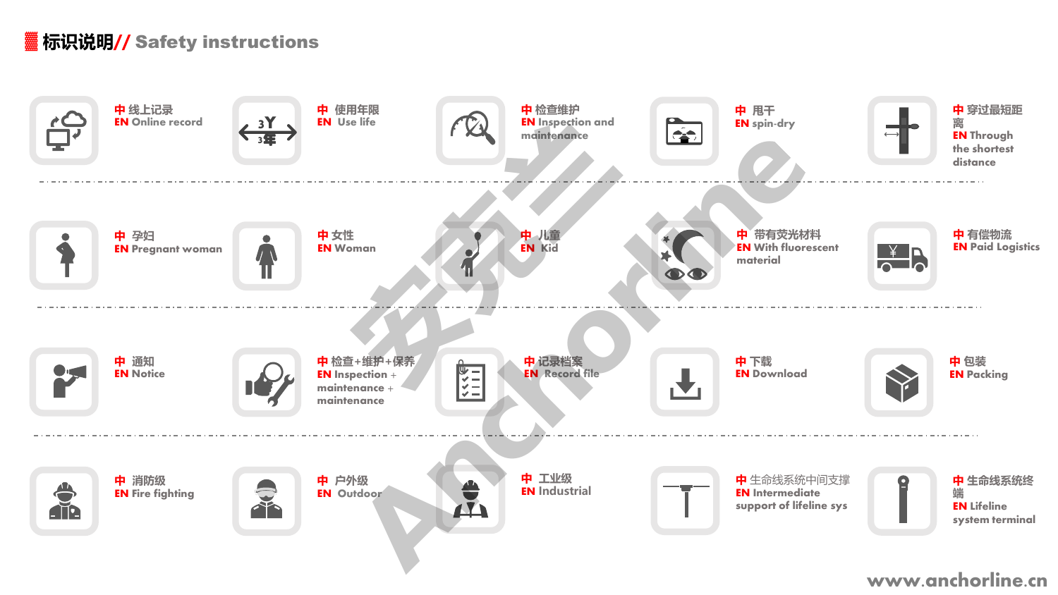## 标识说明// Safety instructions

- 中 线上记录
  EN Online record
- 中 使用年限
  EN Use life
- 中 检查维护
  EN Inspection and maintenance
- 中 甩干
  EN spin-dry
- 中 穿过最短距离
  EN Through the shortest distance
- 中 孕妇
  EN Pregnant woman
- 中 女性
  EN Woman
- 中 儿童
  EN Kid
- 中 带有荧光材料
  EN With fluorescent material
- 中 有偿物流
  EN Paid Logistics
- 中 通知
  EN Notice
- 中 检查+维护+保养
  EN Inspection + maintenance + maintenance
- 中 记录档案
  EN Record file
- 中 下载
  EN Download
- 中 包装
  EN Packing
- 中 消防级
  EN Fire fighting
- 中 户外级
  EN Outdoor
- 中 工业级
  EN Industrial
- 中 生命线系统中间支撑
  EN Intermediate support of lifeline sys
- 中 生命线系统终端
  EN Lifeline system terminal

www.anchorline.cn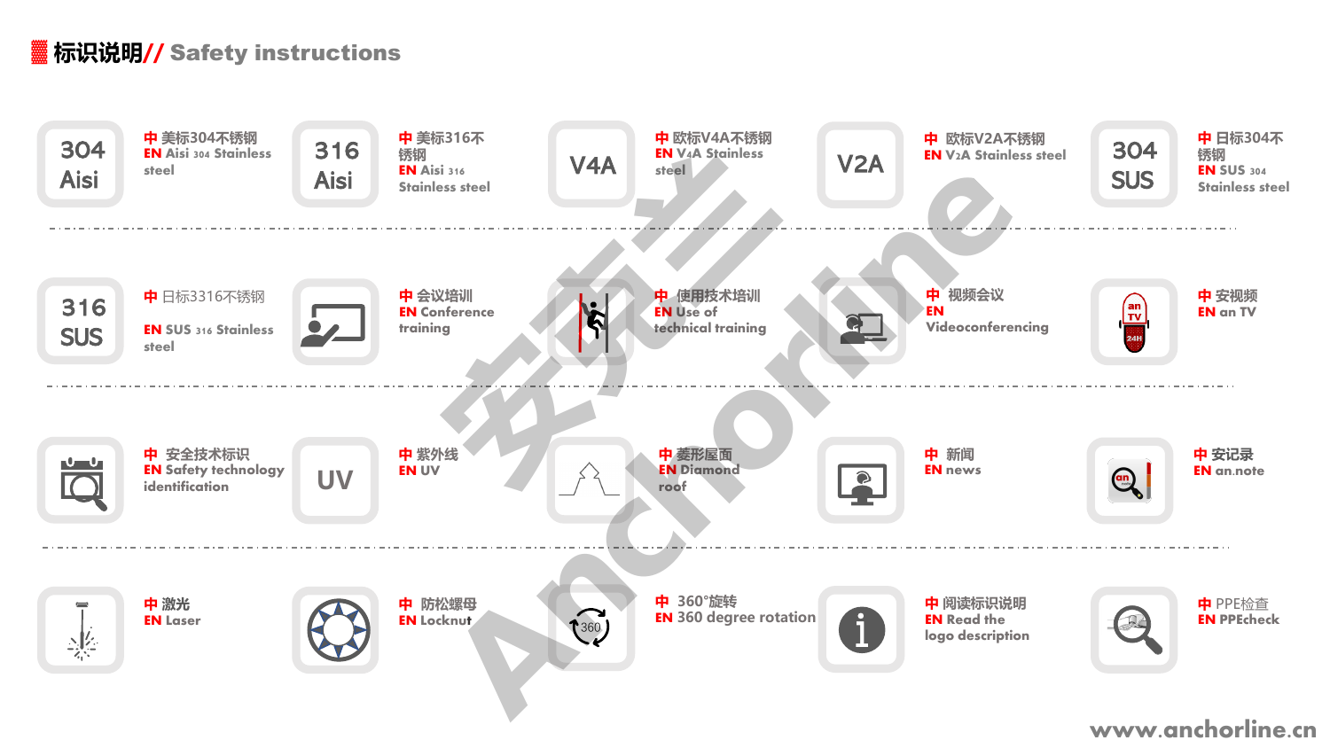## 标识说明// Safety instructions

| Icon | Description | Icon | Description | Icon | Description | Icon | Description | Icon | Description |
|---|---|---|---|---|---|---|---|---|---|
| 304 Aisi | 中 美标304不锈钢<br>EN Aisi 304 Stainless steel | 316 Aisi | 中 美标316不锈钢<br>EN Aisi 316 Stainless steel | V4A | 中 欧标V4A不锈钢<br>EN V4A Stainless steel | V2A | 中 欧标V2A不锈钢<br>EN V2A Stainless steel | 304 SUS | 中 日标304不锈钢<br>EN SUS 304 Stainless steel |
| 316 SUS | 中 日标3316不锈钢<br>EN SUS 316 Stainless steel | | 中 会议培训<br>EN Conference training | | 中 使用技术培训<br>EN Use of technical training | | 中 视频会议<br>EN Videoconferencing | | 中 安视频<br>EN an TV |
| | 中 安全技术标识<br>EN Safety technology identification | UV | 中 紫外线<br>EN UV | | 中 菱形屋面<br>EN Diamond roof | | 中 新闻<br>EN news | | 中 安记录<br>EN an.note |
| | 中 激光<br>EN Laser | | 中 防松螺母<br>EN Locknut | 360 | 中 360°旋转<br>EN 360 degree rotation | | 中 阅读标识说明<br>EN Read the logo description | | 中 PPE检查<br>EN PPEcheck |

www.anchorline.cn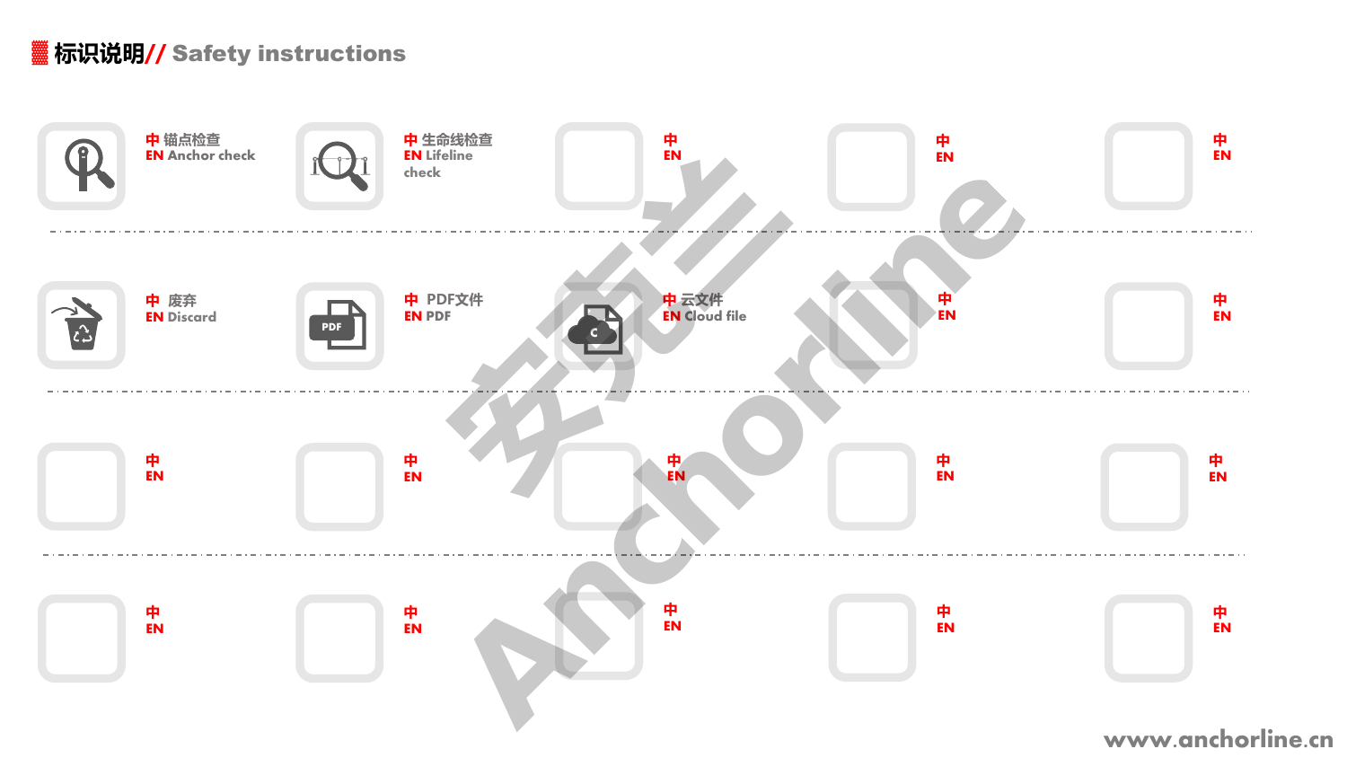## 标识说明// Safety instructions

| | | | | |
|---|---|---|---|---|
| 中 锚点检查<br>EN Anchor check | 中 生命线检查<br>EN Lifeline check | 中<br>EN | 中<br>EN | 中<br>EN |
| 中 废弃<br>EN Discard | 中 PDF文件<br>EN PDF | 中 云文件<br>EN Cloud file | 中<br>EN | 中<br>EN |
| 中<br>EN | 中<br>EN | 中<br>EN | 中<br>EN | 中<br>EN |
| 中<br>EN | 中<br>EN | 中<br>EN | 中<br>EN | 中<br>EN |

www.anchorline.cn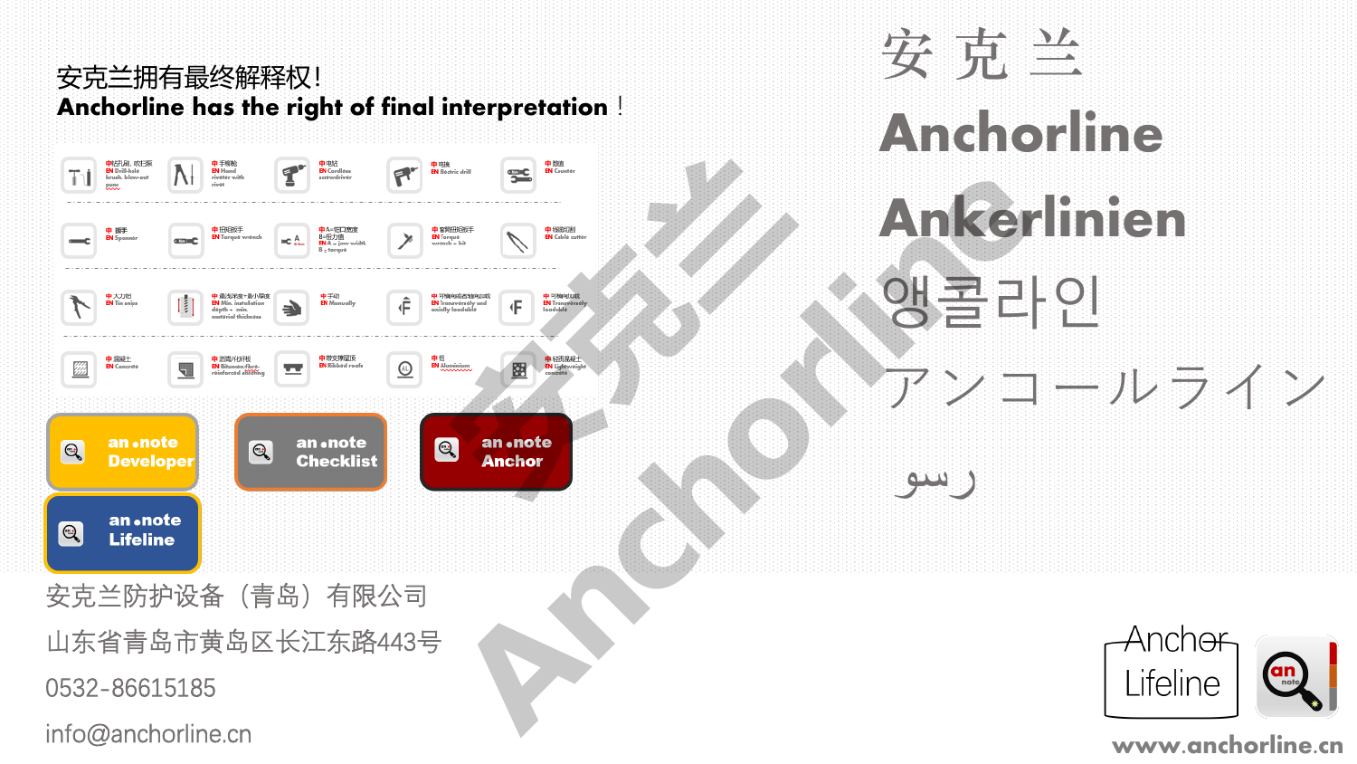安克兰拥有最终解释权！
**Anchorline has the right of final interpretation！**

| | | | | | | | | | | | |
|---|---|---|---|---|---|---|---|---|---|---|---|
| | 中 钻孔刷、吹尘泵 EN Drill-hole brush, blow-out pump | | 中 手铆枪 EN Hand riveter with rivet | | 中 电钻 EN Cordless screwdriver | | 中 电锤 EN Electric drill | | 中 锪锥 EN Counter | | |
| | 中 扳手 EN Spanner | | 中 扭矩扳手 EN Torque wrench | | 中 A=钳口宽度 B=扭力值 EN A = jaw width B = torque | | 中 套筒扭矩扳手 EN Torque wrench + bit | | 中 线缆切割 EN Cable cutter | | |
| | 中 大力钳 EN Tin snips | | 中 最低安装深度+最小厚度 EN Min. installation depth + min. material thickness | | 中 手动 EN Manually | | 中 可横向或者轴向承载 EN Transversely and axially loadable | | 中 可横向承载 EN Transversely loadable | | |
| | 中 混凝土 EN Concrete | | 中 沥青/纤维板 EN Bitumen fibre-reinforced sheeting | | 中 带支撑屋顶 EN Ribbed roofs | | 中 铝 EN Aluminium | | 中 轻质混凝土 EN Lightweight concrete | | |

**an note Developer**

**an note Checklist**

**an note Anchor**

**an note Lifeline**

# 安 克 兰

# Anchorline

# Ankerlinien

# 앵콜라인

# アンコールライン

# رسو

安克兰防护设备（青岛）有限公司

山东省青岛市黄岛区长江东路443号

0532-86615185

info@anchorline.cn

Anchor Lifeline

an note

www.anchorline.cn